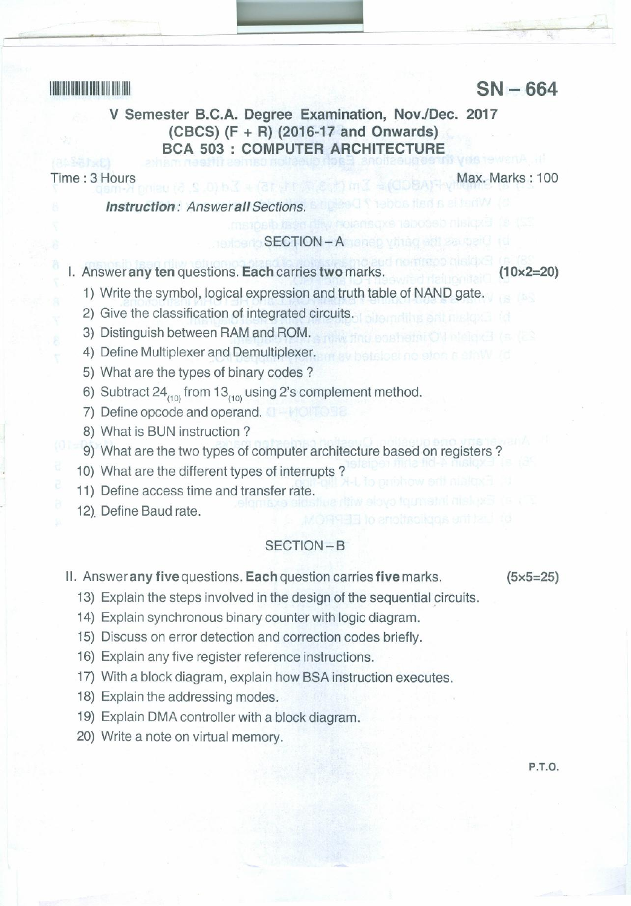**SN – 664**

# V Semester B.C.A. Degree Examination, Nov./Dec. 2017
## (CBCS) (F + R) (2016-17 and Onwards)
## BCA 503 : COMPUTER ARCHITECTURE

Time : 3 Hours Max. Marks : 100

***Instruction :*** *Answer all Sections.*

### SECTION – A

I. Answer **any ten** questions. **Each** carries **two** marks. **(10×2=20)**

1) Write the symbol, logical expression and truth table of NAND gate.
2) Give the classification of integrated circuits.
3) Distinguish between RAM and ROM.
4) Define Multiplexer and Demultiplexer.
5) What are the types of binary codes ?
6) Subtract $24_{(10)}$ from $13_{(10)}$ using 2's complement method.
7) Define opcode and operand.
8) What is BUN instruction ?
9) What are the two types of computer architecture based on registers ?
10) What are the different types of interrupts ?
11) Define access time and transfer rate.
12) Define Baud rate.

### SECTION – B

II. Answer **any five** questions. **Each** question carries **five** marks. **(5×5=25)**

13) Explain the steps involved in the design of the sequential circuits.
14) Explain synchronous binary counter with logic diagram.
15) Discuss on error detection and correction codes briefly.
16) Explain any five register reference instructions.
17) With a block diagram, explain how BSA instruction executes.
18) Explain the addressing modes.
19) Explain DMA controller with a block diagram.
20) Write a note on virtual memory.

P.T.O.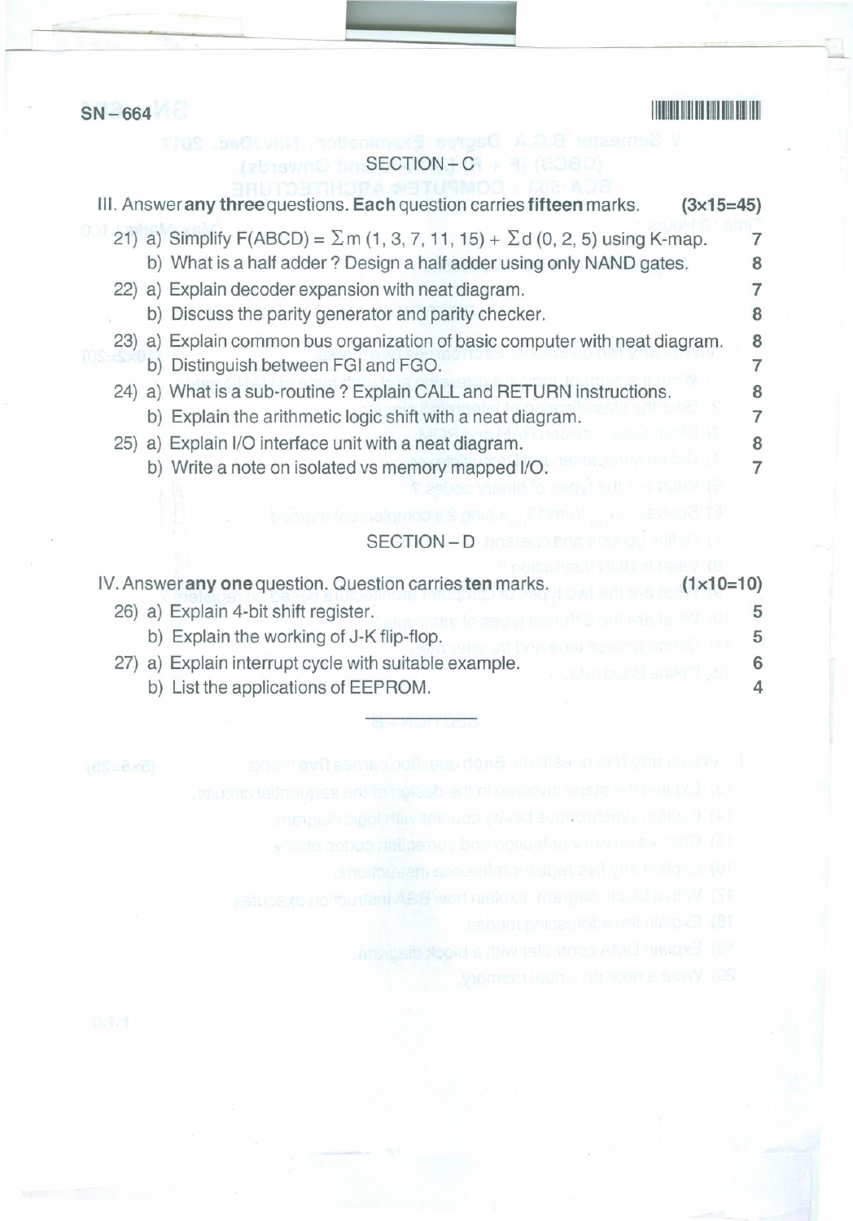SN – 664

## SECTION – C

III. Answer **any three** questions. Each question carries **fifteen** marks. (3×15=45)

21) a) Simplify F(ABCD) = $\Sigma m (1, 3, 7, 11, 15) + \Sigma d (0, 2, 5)$ using K-map. 7

b) What is a half adder ? Design a half adder using only NAND gates. 8

22) a) Explain decoder expansion with neat diagram. 7

b) Discuss the parity generator and parity checker. 8

23) a) Explain common bus organization of basic computer with neat diagram. 8

b) Distinguish between FGI and FGO. 7

24) a) What is a sub-routine ? Explain CALL and RETURN instructions. 8

b) Explain the arithmetic logic shift with a neat diagram. 7

25) a) Explain I/O interface unit with a neat diagram. 8

b) Write a note on isolated vs memory mapped I/O. 7

## SECTION – D

IV. Answer **any one** question. Question carries **ten** marks. (1×10=10)

26) a) Explain 4-bit shift register. 5

b) Explain the working of J-K flip-flop. 5

27) a) Explain interrupt cycle with suitable example. 6

b) List the applications of EEPROM. 4